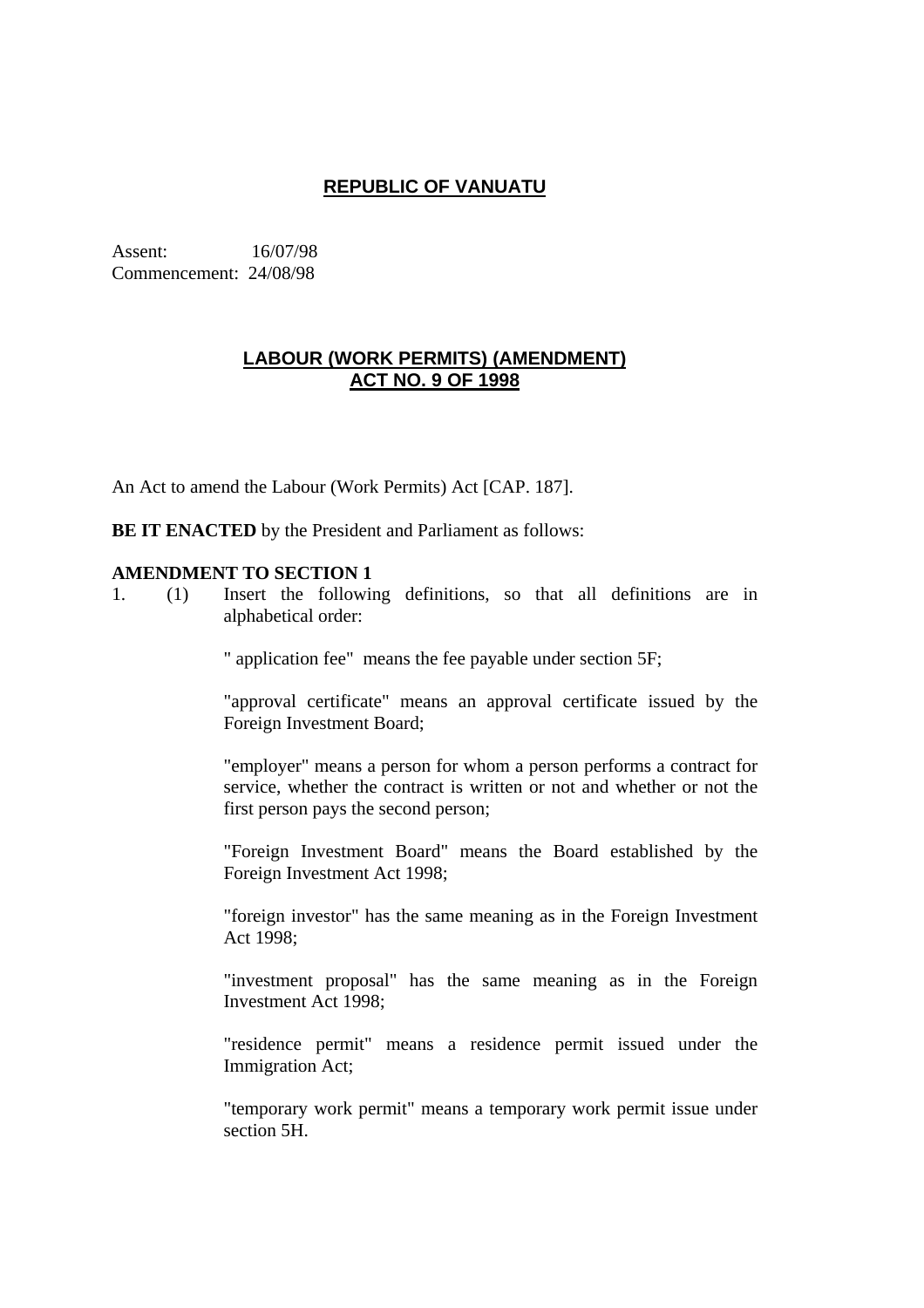# REPUBLIC OF VANUATU

Assent: 16/07/98
Commencement: 24/08/98

## LABOUR (WORK PERMITS) (AMENDMENT) ACT NO. 9 OF 1998

An Act to amend the Labour (Work Permits) Act [CAP. 187].

**BE IT ENACTED** by the President and Parliament as follows:

**AMENDMENT TO SECTION 1**

1. (1) Insert the following definitions, so that all definitions are in alphabetical order:

" application fee" means the fee payable under section 5F;

"approval certificate" means an approval certificate issued by the Foreign Investment Board;

"employer" means a person for whom a person performs a contract for service, whether the contract is written or not and whether or not the first person pays the second person;

"Foreign Investment Board" means the Board established by the Foreign Investment Act 1998;

"foreign investor" has the same meaning as in the Foreign Investment Act 1998;

"investment proposal" has the same meaning as in the Foreign Investment Act 1998;

"residence permit" means a residence permit issued under the Immigration Act;

"temporary work permit" means a temporary work permit issue under section 5H.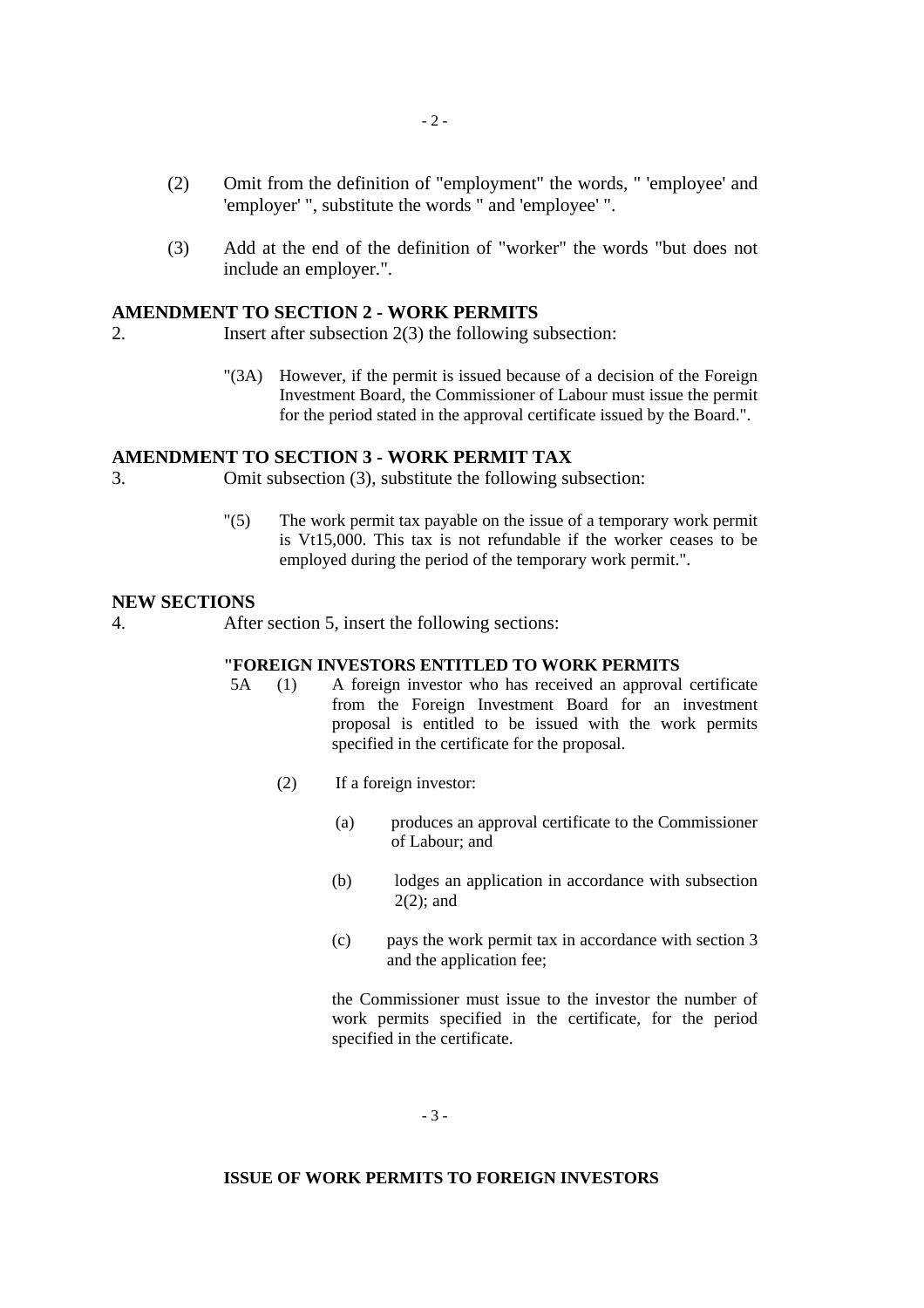(2) Omit from the definition of "employment" the words, " 'employee' and 'employer' ", substitute the words " and 'employee' ".

(3) Add at the end of the definition of "worker" the words "but does not include an employer.".

**AMENDMENT TO SECTION 2 - WORK PERMITS**

2. Insert after subsection 2(3) the following subsection:

> "(3A) However, if the permit is issued because of a decision of the Foreign Investment Board, the Commissioner of Labour must issue the permit for the period stated in the approval certificate issued by the Board.".

**AMENDMENT TO SECTION 3 - WORK PERMIT TAX**

3. Omit subsection (3), substitute the following subsection:

> "(5) The work permit tax payable on the issue of a temporary work permit is Vt15,000. This tax is not refundable if the worker ceases to be employed during the period of the temporary work permit.".

**NEW SECTIONS**

4. After section 5, insert the following sections:

> **"FOREIGN INVESTORS ENTITLED TO WORK PERMITS**
>
> 5A (1) A foreign investor who has received an approval certificate from the Foreign Investment Board for an investment proposal is entitled to be issued with the work permits specified in the certificate for the proposal.
>
> (2) If a foreign investor:
>
> (a) produces an approval certificate to the Commissioner of Labour; and
>
> (b) lodges an application in accordance with subsection 2(2); and
>
> (c) pays the work permit tax in accordance with section 3 and the application fee;
>
> the Commissioner must issue to the investor the number of work permits specified in the certificate, for the period specified in the certificate.
>
> **ISSUE OF WORK PERMITS TO FOREIGN INVESTORS**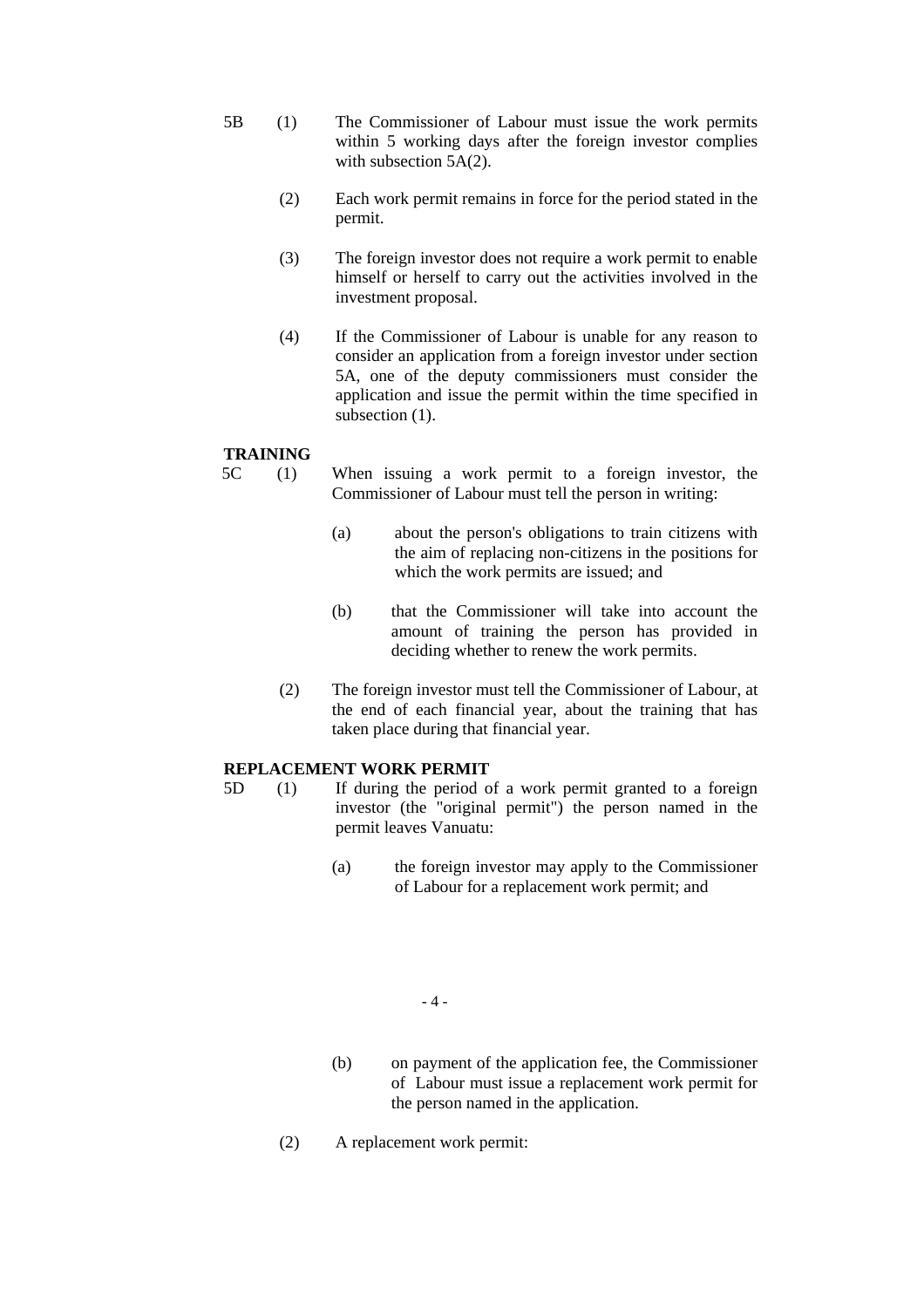5B (1) The Commissioner of Labour must issue the work permits within 5 working days after the foreign investor complies with subsection 5A(2).

(2) Each work permit remains in force for the period stated in the permit.

(3) The foreign investor does not require a work permit to enable himself or herself to carry out the activities involved in the investment proposal.

(4) If the Commissioner of Labour is unable for any reason to consider an application from a foreign investor under section 5A, one of the deputy commissioners must consider the application and issue the permit within the time specified in subsection (1).

**TRAINING**

5C (1) When issuing a work permit to a foreign investor, the Commissioner of Labour must tell the person in writing:

(a) about the person's obligations to train citizens with the aim of replacing non-citizens in the positions for which the work permits are issued; and

(b) that the Commissioner will take into account the amount of training the person has provided in deciding whether to renew the work permits.

(2) The foreign investor must tell the Commissioner of Labour, at the end of each financial year, about the training that has taken place during that financial year.

**REPLACEMENT WORK PERMIT**

5D (1) If during the period of a work permit granted to a foreign investor (the "original permit") the person named in the permit leaves Vanuatu:

(a) the foreign investor may apply to the Commissioner of Labour for a replacement work permit; and

(b) on payment of the application fee, the Commissioner of Labour must issue a replacement work permit for the person named in the application.

(2) A replacement work permit: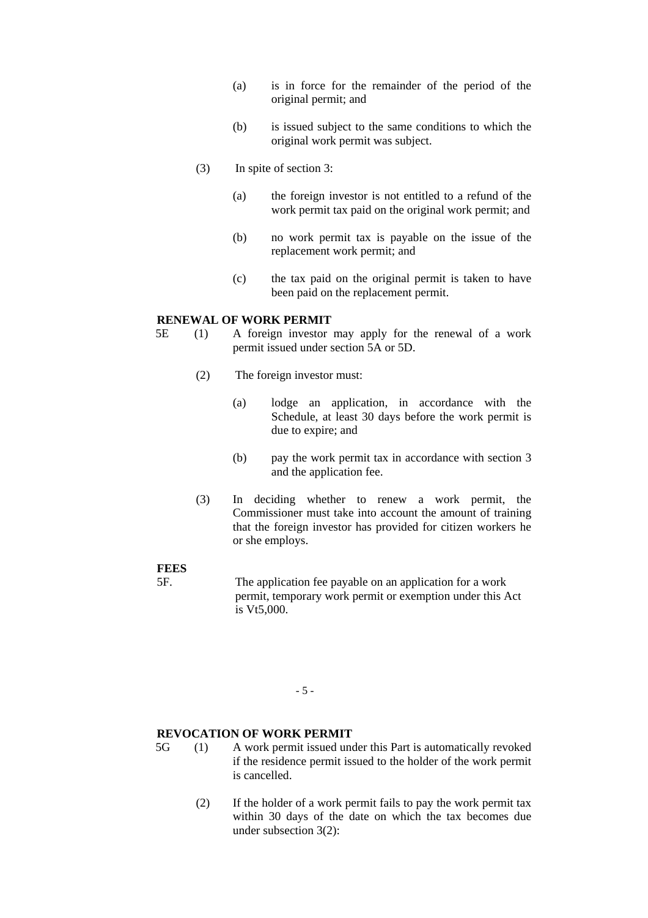(a) is in force for the remainder of the period of the original permit; and

(b) is issued subject to the same conditions to which the original work permit was subject.

(3) In spite of section 3:

(a) the foreign investor is not entitled to a refund of the work permit tax paid on the original work permit; and

(b) no work permit tax is payable on the issue of the replacement work permit; and

(c) the tax paid on the original permit is taken to have been paid on the replacement permit.

**RENEWAL OF WORK PERMIT**

5E (1) A foreign investor may apply for the renewal of a work permit issued under section 5A or 5D.

(2) The foreign investor must:

(a) lodge an application, in accordance with the Schedule, at least 30 days before the work permit is due to expire; and

(b) pay the work permit tax in accordance with section 3 and the application fee.

(3) In deciding whether to renew a work permit, the Commissioner must take into account the amount of training that the foreign investor has provided for citizen workers he or she employs.

**FEES**

5F. The application fee payable on an application for a work permit, temporary work permit or exemption under this Act is Vt5,000.

**REVOCATION OF WORK PERMIT**

5G (1) A work permit issued under this Part is automatically revoked if the residence permit issued to the holder of the work permit is cancelled.

(2) If the holder of a work permit fails to pay the work permit tax within 30 days of the date on which the tax becomes due under subsection 3(2):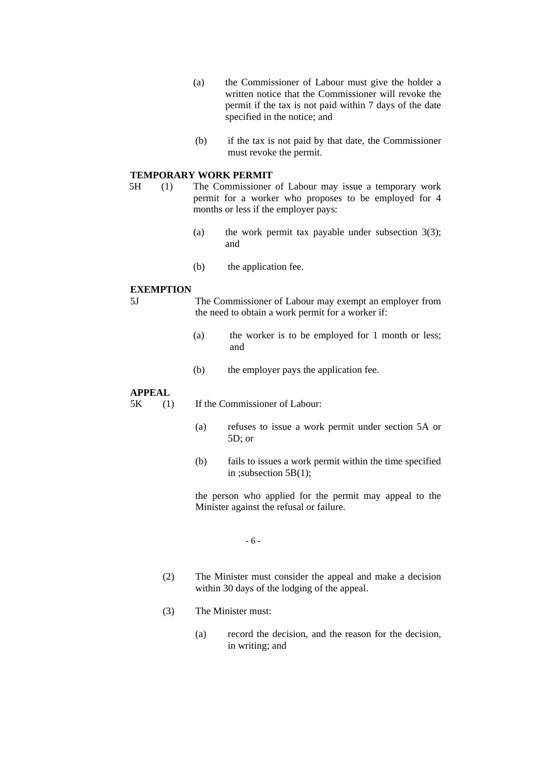(a) the Commissioner of Labour must give the holder a written notice that the Commissioner will revoke the permit if the tax is not paid within 7 days of the date specified in the notice; and

(b) if the tax is not paid by that date, the Commissioner must revoke the permit.

**TEMPORARY WORK PERMIT**

5H (1) The Commissioner of Labour may issue a temporary work permit for a worker who proposes to be employed for 4 months or less if the employer pays:

(a) the work permit tax payable under subsection 3(3); and

(b) the application fee.

**EXEMPTION**

5J The Commissioner of Labour may exempt an employer from the need to obtain a work permit for a worker if:

(a) the worker is to be employed for 1 month or less; and

(b) the employer pays the application fee.

**APPEAL**

5K (1) If the Commissioner of Labour:

(a) refuses to issue a work permit under section 5A or 5D; or

(b) fails to issues a work permit within the time specified in ;subsection 5B(1);

the person who applied for the permit may appeal to the Minister against the refusal or failure.

(2) The Minister must consider the appeal and make a decision within 30 days of the lodging of the appeal.

(3) The Minister must:

(a) record the decision, and the reason for the decision, in writing; and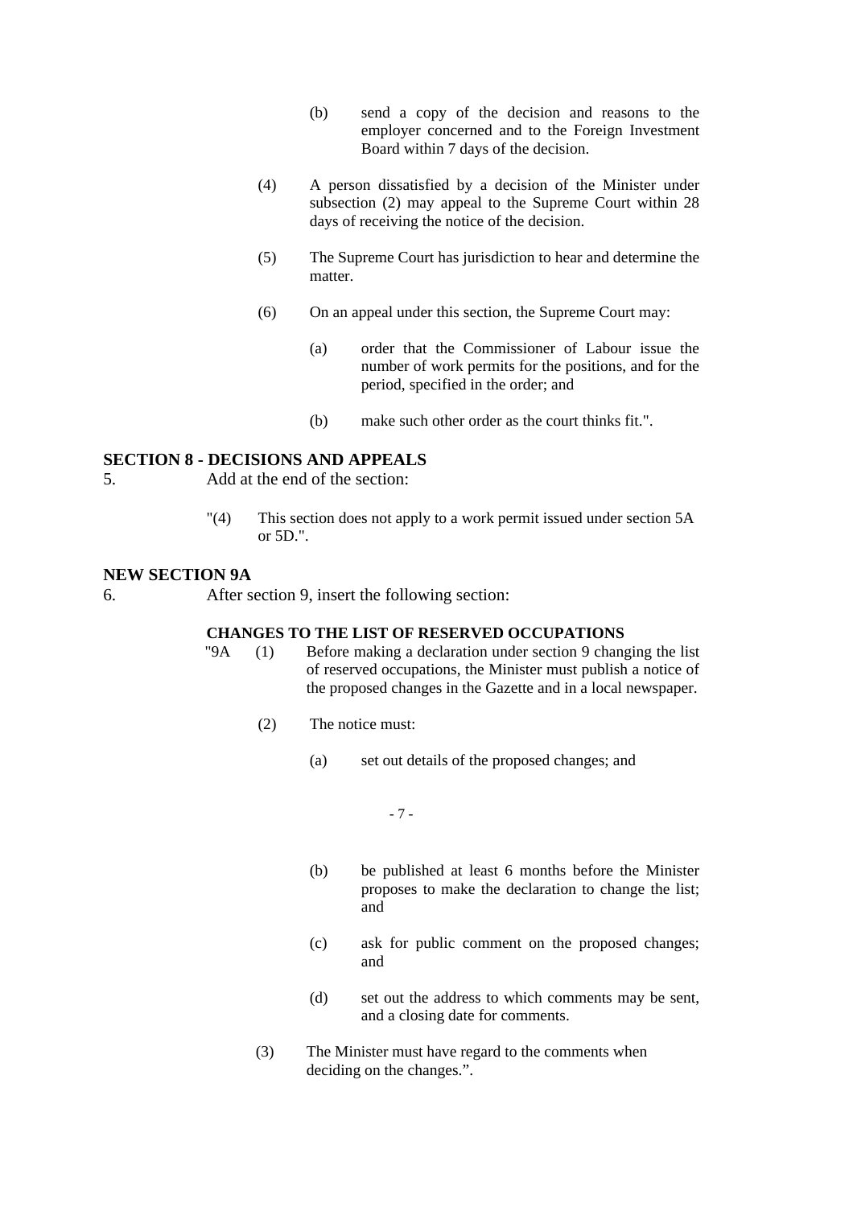(b) send a copy of the decision and reasons to the employer concerned and to the Foreign Investment Board within 7 days of the decision.

(4) A person dissatisfied by a decision of the Minister under subsection (2) may appeal to the Supreme Court within 28 days of receiving the notice of the decision.

(5) The Supreme Court has jurisdiction to hear and determine the matter.

(6) On an appeal under this section, the Supreme Court may:

(a) order that the Commissioner of Labour issue the number of work permits for the positions, and for the period, specified in the order; and

(b) make such other order as the court thinks fit.".

**SECTION 8 - DECISIONS AND APPEALS**

5. Add at the end of the section:

"(4) This section does not apply to a work permit issued under section 5A or 5D.".

**NEW SECTION 9A**

6. After section 9, insert the following section:

**CHANGES TO THE LIST OF RESERVED OCCUPATIONS**

"9A (1) Before making a declaration under section 9 changing the list of reserved occupations, the Minister must publish a notice of the proposed changes in the Gazette and in a local newspaper.

(2) The notice must:

(a) set out details of the proposed changes; and

(b) be published at least 6 months before the Minister proposes to make the declaration to change the list; and

(c) ask for public comment on the proposed changes; and

(d) set out the address to which comments may be sent, and a closing date for comments.

(3) The Minister must have regard to the comments when deciding on the changes.".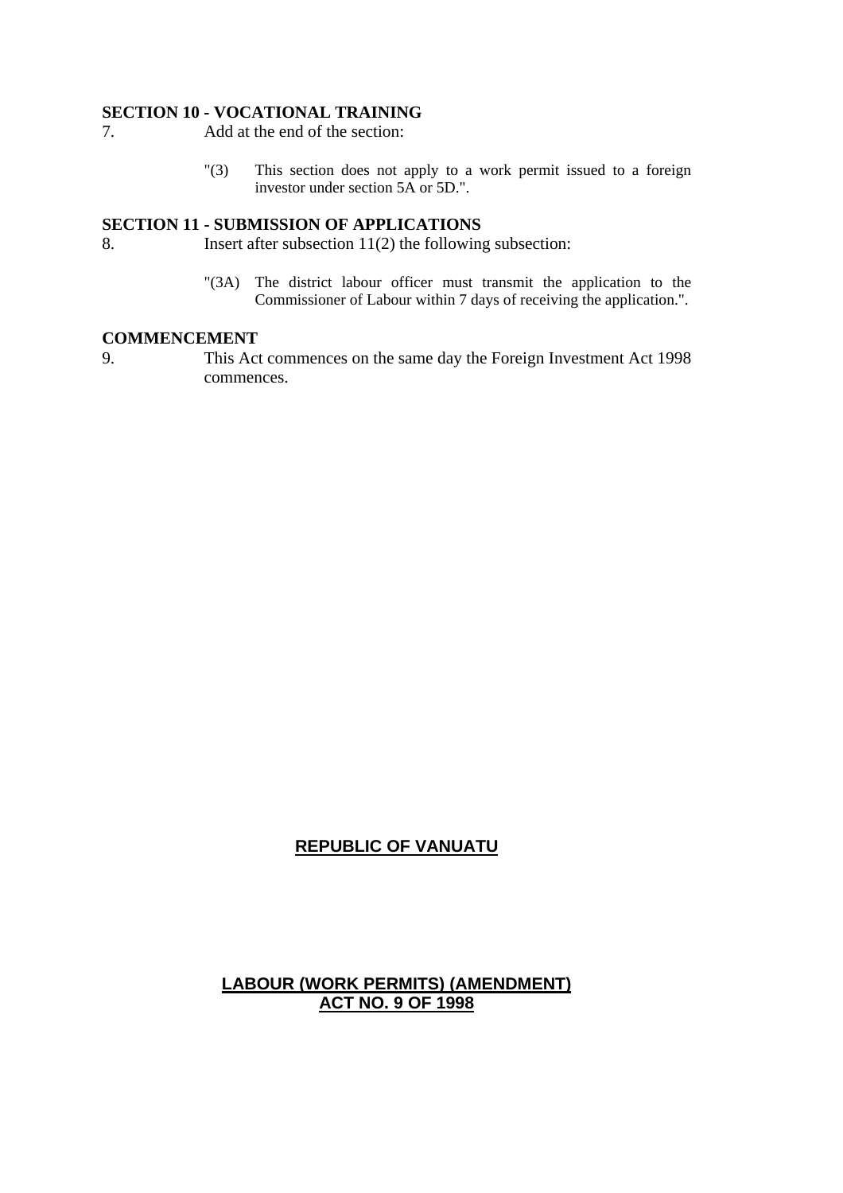**SECTION 10 - VOCATIONAL TRAINING**

7. Add at the end of the section:

> "(3) This section does not apply to a work permit issued to a foreign investor under section 5A or 5D.".

**SECTION 11 - SUBMISSION OF APPLICATIONS**

8. Insert after subsection 11(2) the following subsection:

> "(3A) The district labour officer must transmit the application to the Commissioner of Labour within 7 days of receiving the application.".

**COMMENCEMENT**

9. This Act commences on the same day the Foreign Investment Act 1998 commences.

**REPUBLIC OF VANUATU**

**LABOUR (WORK PERMITS) (AMENDMENT) ACT NO. 9 OF 1998**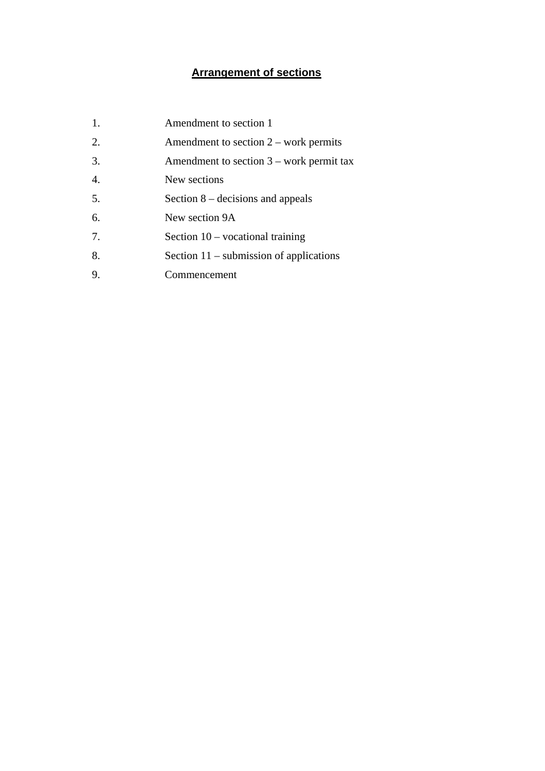## Arrangement of sections

1. Amendment to section 1
2. Amendment to section 2 – work permits
3. Amendment to section 3 – work permit tax
4. New sections
5. Section 8 – decisions and appeals
6. New section 9A
7. Section 10 – vocational training
8. Section 11 – submission of applications
9. Commencement